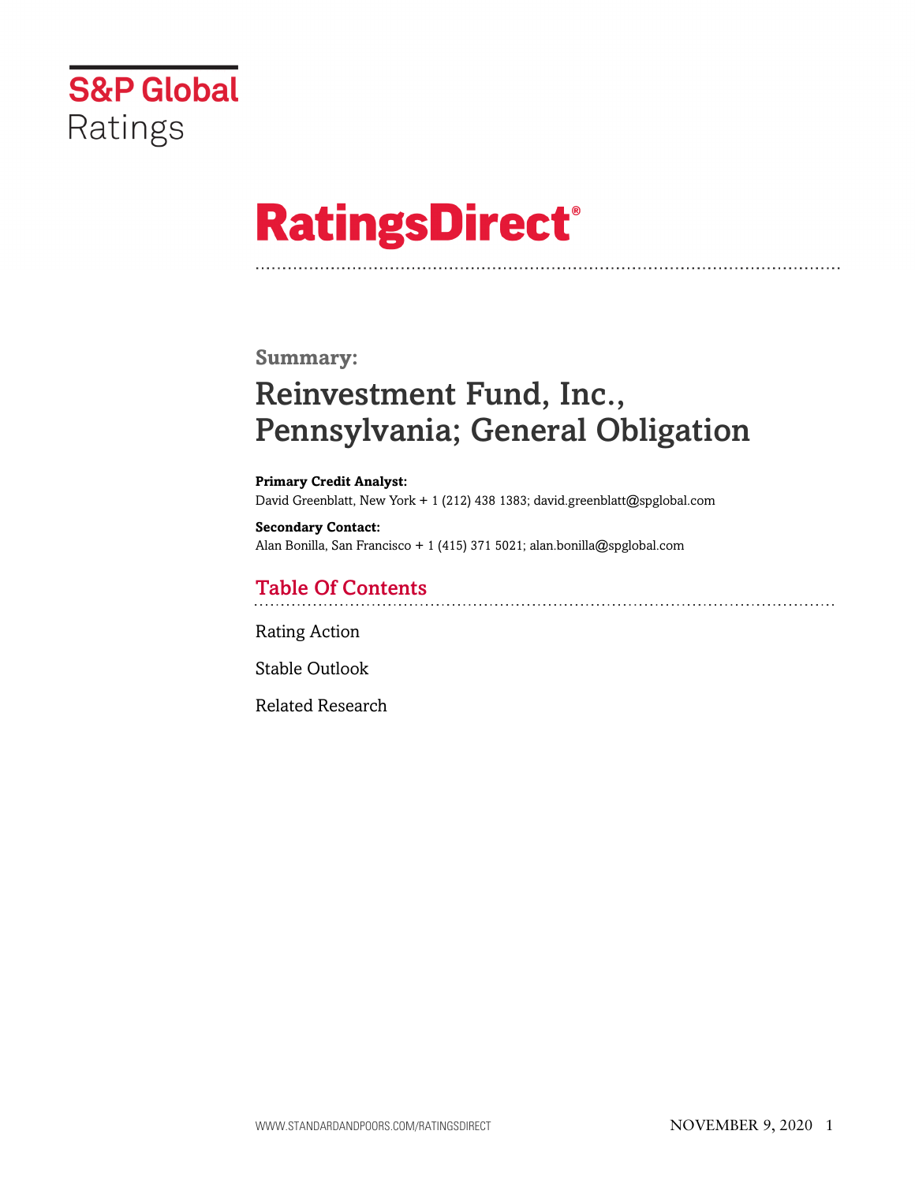S&P Global Ratings

# RatingsDirect®

## Summary:

# Reinvestment Fund, Inc., Pennsylvania; General Obligation

**Primary Credit Analyst:**
David Greenblatt, New York + 1 (212) 438 1383; david.greenblatt@spglobal.com

**Secondary Contact:**
Alan Bonilla, San Francisco + 1 (415) 371 5021; alan.bonilla@spglobal.com

## Table Of Contents

Rating Action

Stable Outlook

Related Research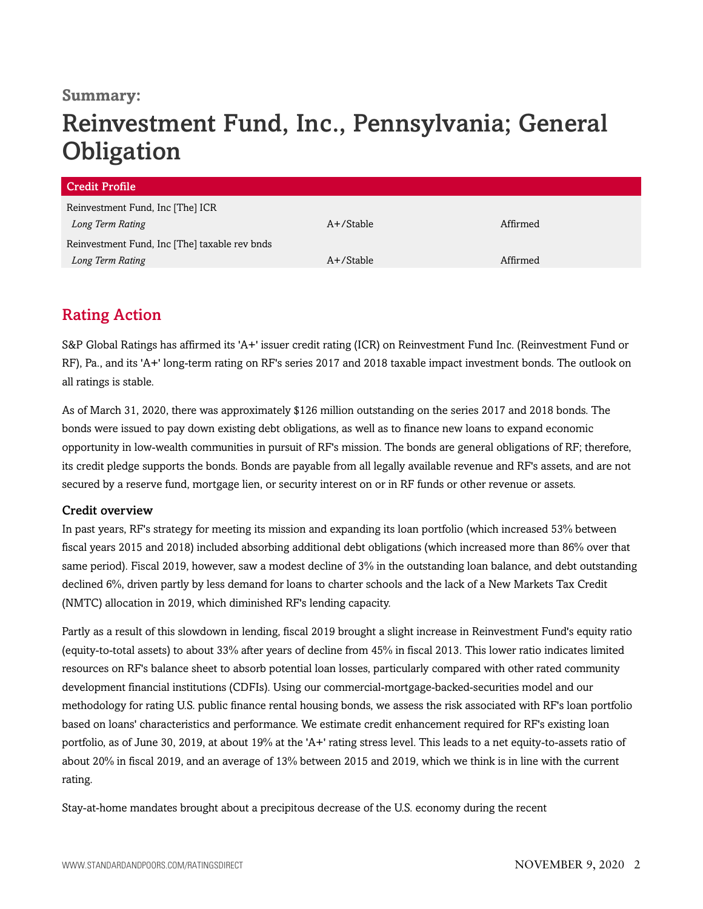## Summary:

# Reinvestment Fund, Inc., Pennsylvania; General Obligation

| Credit Profile | | |
|---|---|---|
| Reinvestment Fund, Inc [The] ICR | | |
| *Long Term Rating* | A+/Stable | Affirmed |
| Reinvestment Fund, Inc [The] taxable rev bnds | | |
| *Long Term Rating* | A+/Stable | Affirmed |

## Rating Action

S&P Global Ratings has affirmed its 'A+' issuer credit rating (ICR) on Reinvestment Fund Inc. (Reinvestment Fund or RF), Pa., and its 'A+' long-term rating on RF's series 2017 and 2018 taxable impact investment bonds. The outlook on all ratings is stable.

As of March 31, 2020, there was approximately $126 million outstanding on the series 2017 and 2018 bonds. The bonds were issued to pay down existing debt obligations, as well as to finance new loans to expand economic opportunity in low-wealth communities in pursuit of RF's mission. The bonds are general obligations of RF; therefore, its credit pledge supports the bonds. Bonds are payable from all legally available revenue and RF's assets, and are not secured by a reserve fund, mortgage lien, or security interest on or in RF funds or other revenue or assets.

### Credit overview

In past years, RF's strategy for meeting its mission and expanding its loan portfolio (which increased 53% between fiscal years 2015 and 2018) included absorbing additional debt obligations (which increased more than 86% over that same period). Fiscal 2019, however, saw a modest decline of 3% in the outstanding loan balance, and debt outstanding declined 6%, driven partly by less demand for loans to charter schools and the lack of a New Markets Tax Credit (NMTC) allocation in 2019, which diminished RF's lending capacity.

Partly as a result of this slowdown in lending, fiscal 2019 brought a slight increase in Reinvestment Fund's equity ratio (equity-to-total assets) to about 33% after years of decline from 45% in fiscal 2013. This lower ratio indicates limited resources on RF's balance sheet to absorb potential loan losses, particularly compared with other rated community development financial institutions (CDFIs). Using our commercial-mortgage-backed-securities model and our methodology for rating U.S. public finance rental housing bonds, we assess the risk associated with RF's loan portfolio based on loans' characteristics and performance. We estimate credit enhancement required for RF's existing loan portfolio, as of June 30, 2019, at about 19% at the 'A+' rating stress level. This leads to a net equity-to-assets ratio of about 20% in fiscal 2019, and an average of 13% between 2015 and 2019, which we think is in line with the current rating.

Stay-at-home mandates brought about a precipitous decrease of the U.S. economy during the recent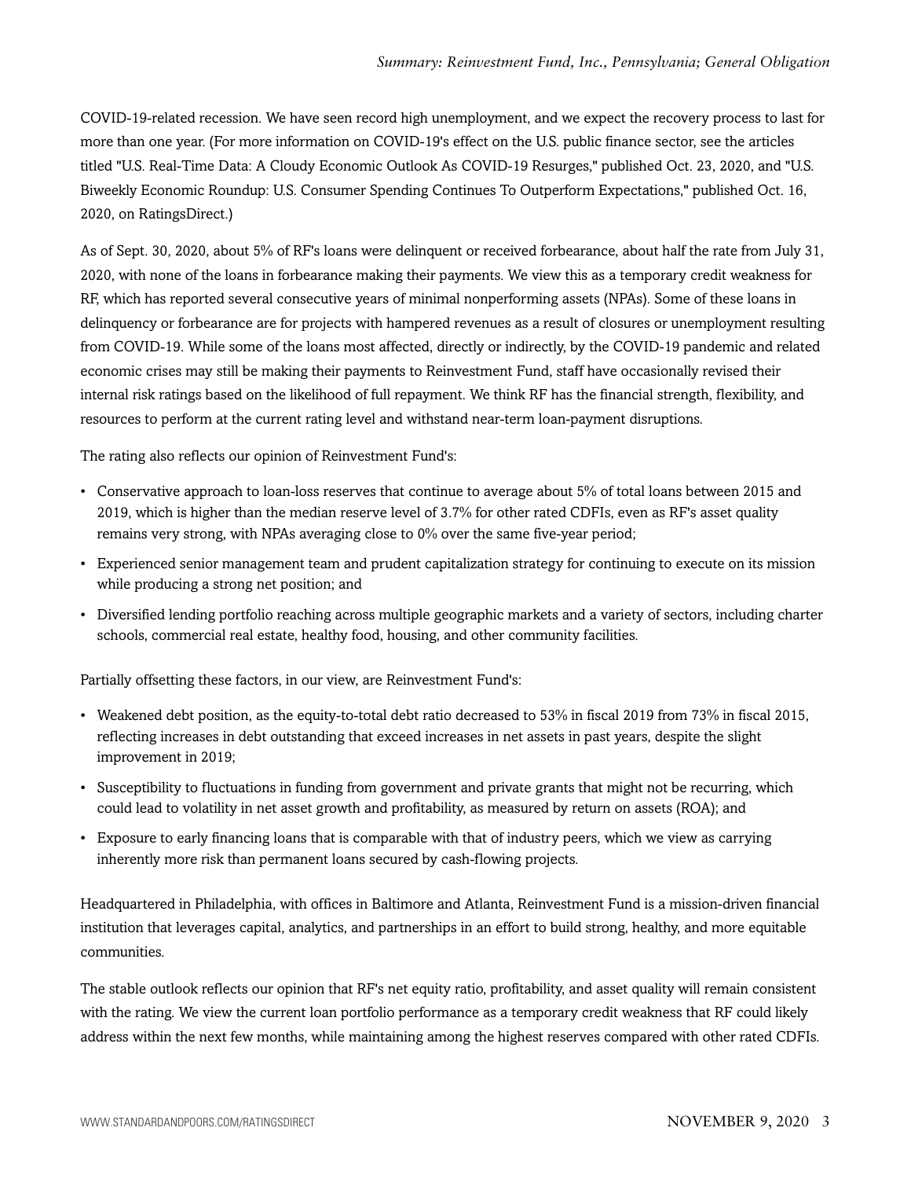COVID-19-related recession. We have seen record high unemployment, and we expect the recovery process to last for more than one year. (For more information on COVID-19's effect on the U.S. public finance sector, see the articles titled "U.S. Real-Time Data: A Cloudy Economic Outlook As COVID-19 Resurges," published Oct. 23, 2020, and "U.S. Biweekly Economic Roundup: U.S. Consumer Spending Continues To Outperform Expectations," published Oct. 16, 2020, on RatingsDirect.)

As of Sept. 30, 2020, about 5% of RF's loans were delinquent or received forbearance, about half the rate from July 31, 2020, with none of the loans in forbearance making their payments. We view this as a temporary credit weakness for RF, which has reported several consecutive years of minimal nonperforming assets (NPAs). Some of these loans in delinquency or forbearance are for projects with hampered revenues as a result of closures or unemployment resulting from COVID-19. While some of the loans most affected, directly or indirectly, by the COVID-19 pandemic and related economic crises may still be making their payments to Reinvestment Fund, staff have occasionally revised their internal risk ratings based on the likelihood of full repayment. We think RF has the financial strength, flexibility, and resources to perform at the current rating level and withstand near-term loan-payment disruptions.

The rating also reflects our opinion of Reinvestment Fund's:

- Conservative approach to loan-loss reserves that continue to average about 5% of total loans between 2015 and 2019, which is higher than the median reserve level of 3.7% for other rated CDFIs, even as RF's asset quality remains very strong, with NPAs averaging close to 0% over the same five-year period;
- Experienced senior management team and prudent capitalization strategy for continuing to execute on its mission while producing a strong net position; and
- Diversified lending portfolio reaching across multiple geographic markets and a variety of sectors, including charter schools, commercial real estate, healthy food, housing, and other community facilities.

Partially offsetting these factors, in our view, are Reinvestment Fund's:

- Weakened debt position, as the equity-to-total debt ratio decreased to 53% in fiscal 2019 from 73% in fiscal 2015, reflecting increases in debt outstanding that exceed increases in net assets in past years, despite the slight improvement in 2019;
- Susceptibility to fluctuations in funding from government and private grants that might not be recurring, which could lead to volatility in net asset growth and profitability, as measured by return on assets (ROA); and
- Exposure to early financing loans that is comparable with that of industry peers, which we view as carrying inherently more risk than permanent loans secured by cash-flowing projects.

Headquartered in Philadelphia, with offices in Baltimore and Atlanta, Reinvestment Fund is a mission-driven financial institution that leverages capital, analytics, and partnerships in an effort to build strong, healthy, and more equitable communities.

The stable outlook reflects our opinion that RF's net equity ratio, profitability, and asset quality will remain consistent with the rating. We view the current loan portfolio performance as a temporary credit weakness that RF could likely address within the next few months, while maintaining among the highest reserves compared with other rated CDFIs.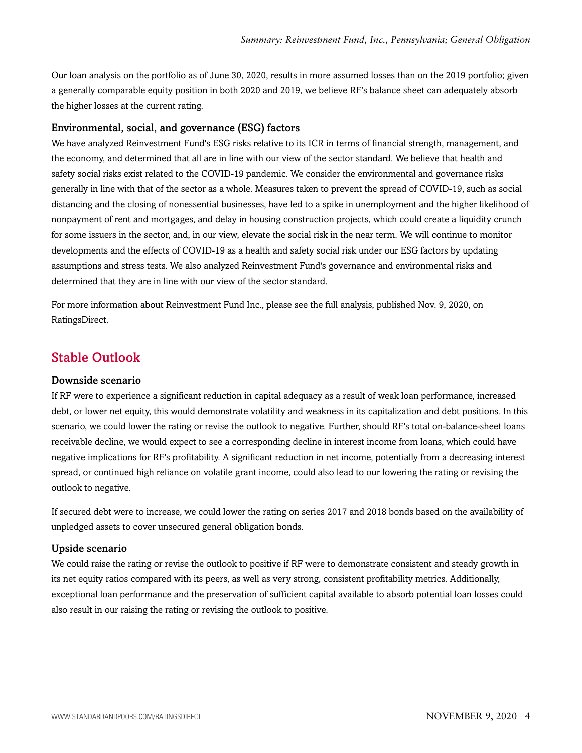Our loan analysis on the portfolio as of June 30, 2020, results in more assumed losses than on the 2019 portfolio; given a generally comparable equity position in both 2020 and 2019, we believe RF's balance sheet can adequately absorb the higher losses at the current rating.

### Environmental, social, and governance (ESG) factors

We have analyzed Reinvestment Fund's ESG risks relative to its ICR in terms of financial strength, management, and the economy, and determined that all are in line with our view of the sector standard. We believe that health and safety social risks exist related to the COVID-19 pandemic. We consider the environmental and governance risks generally in line with that of the sector as a whole. Measures taken to prevent the spread of COVID-19, such as social distancing and the closing of nonessential businesses, have led to a spike in unemployment and the higher likelihood of nonpayment of rent and mortgages, and delay in housing construction projects, which could create a liquidity crunch for some issuers in the sector, and, in our view, elevate the social risk in the near term. We will continue to monitor developments and the effects of COVID-19 as a health and safety social risk under our ESG factors by updating assumptions and stress tests. We also analyzed Reinvestment Fund's governance and environmental risks and determined that they are in line with our view of the sector standard.

For more information about Reinvestment Fund Inc., please see the full analysis, published Nov. 9, 2020, on RatingsDirect.

## Stable Outlook

### Downside scenario

If RF were to experience a significant reduction in capital adequacy as a result of weak loan performance, increased debt, or lower net equity, this would demonstrate volatility and weakness in its capitalization and debt positions. In this scenario, we could lower the rating or revise the outlook to negative. Further, should RF's total on-balance-sheet loans receivable decline, we would expect to see a corresponding decline in interest income from loans, which could have negative implications for RF's profitability. A significant reduction in net income, potentially from a decreasing interest spread, or continued high reliance on volatile grant income, could also lead to our lowering the rating or revising the outlook to negative.

If secured debt were to increase, we could lower the rating on series 2017 and 2018 bonds based on the availability of unpledged assets to cover unsecured general obligation bonds.

### Upside scenario

We could raise the rating or revise the outlook to positive if RF were to demonstrate consistent and steady growth in its net equity ratios compared with its peers, as well as very strong, consistent profitability metrics. Additionally, exceptional loan performance and the preservation of sufficient capital available to absorb potential loan losses could also result in our raising the rating or revising the outlook to positive.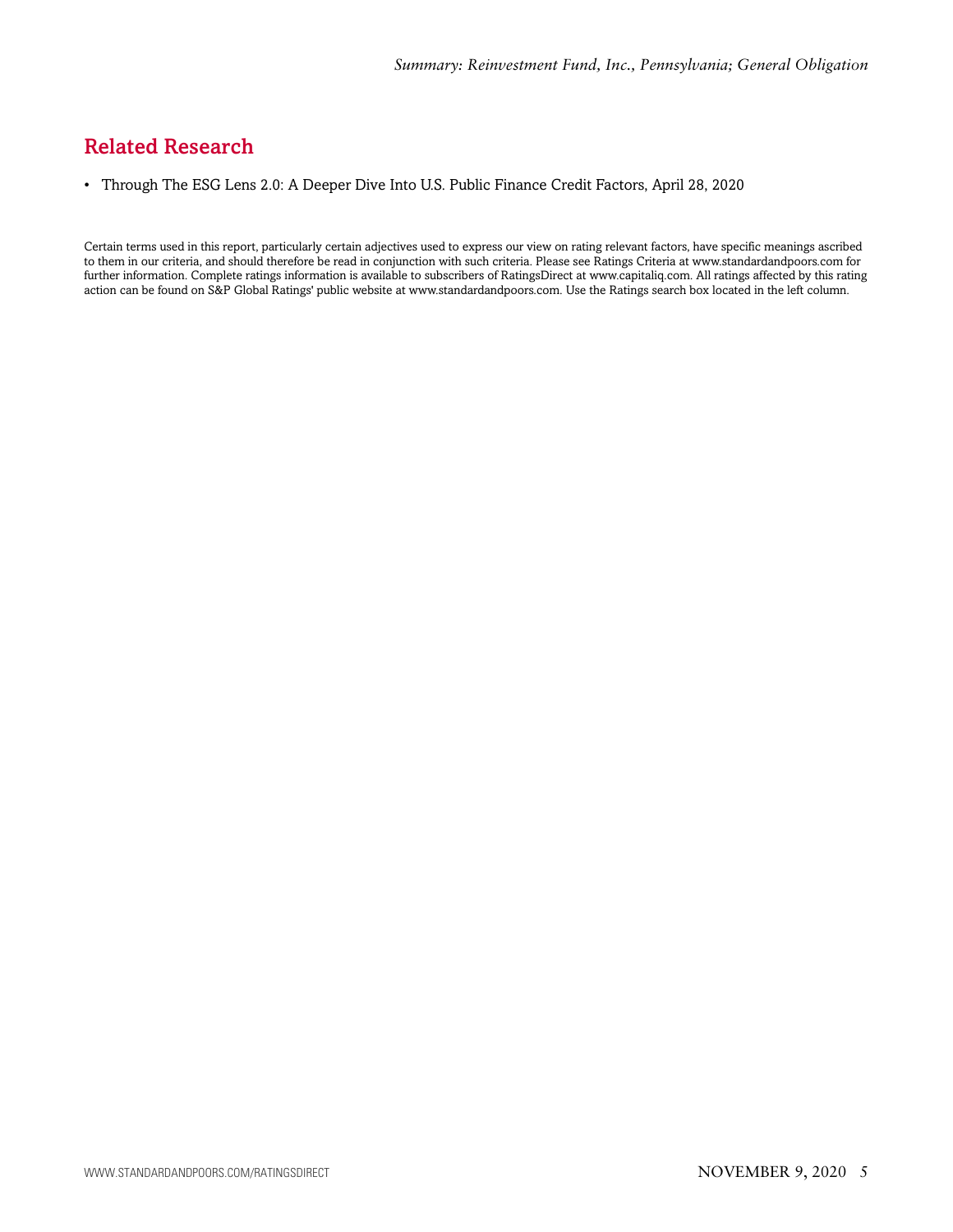## Related Research

- Through The ESG Lens 2.0: A Deeper Dive Into U.S. Public Finance Credit Factors, April 28, 2020

Certain terms used in this report, particularly certain adjectives used to express our view on rating relevant factors, have specific meanings ascribed to them in our criteria, and should therefore be read in conjunction with such criteria. Please see Ratings Criteria at www.standardandpoors.com for further information. Complete ratings information is available to subscribers of RatingsDirect at www.capitaliq.com. All ratings affected by this rating action can be found on S&P Global Ratings' public website at www.standardandpoors.com. Use the Ratings search box located in the left column.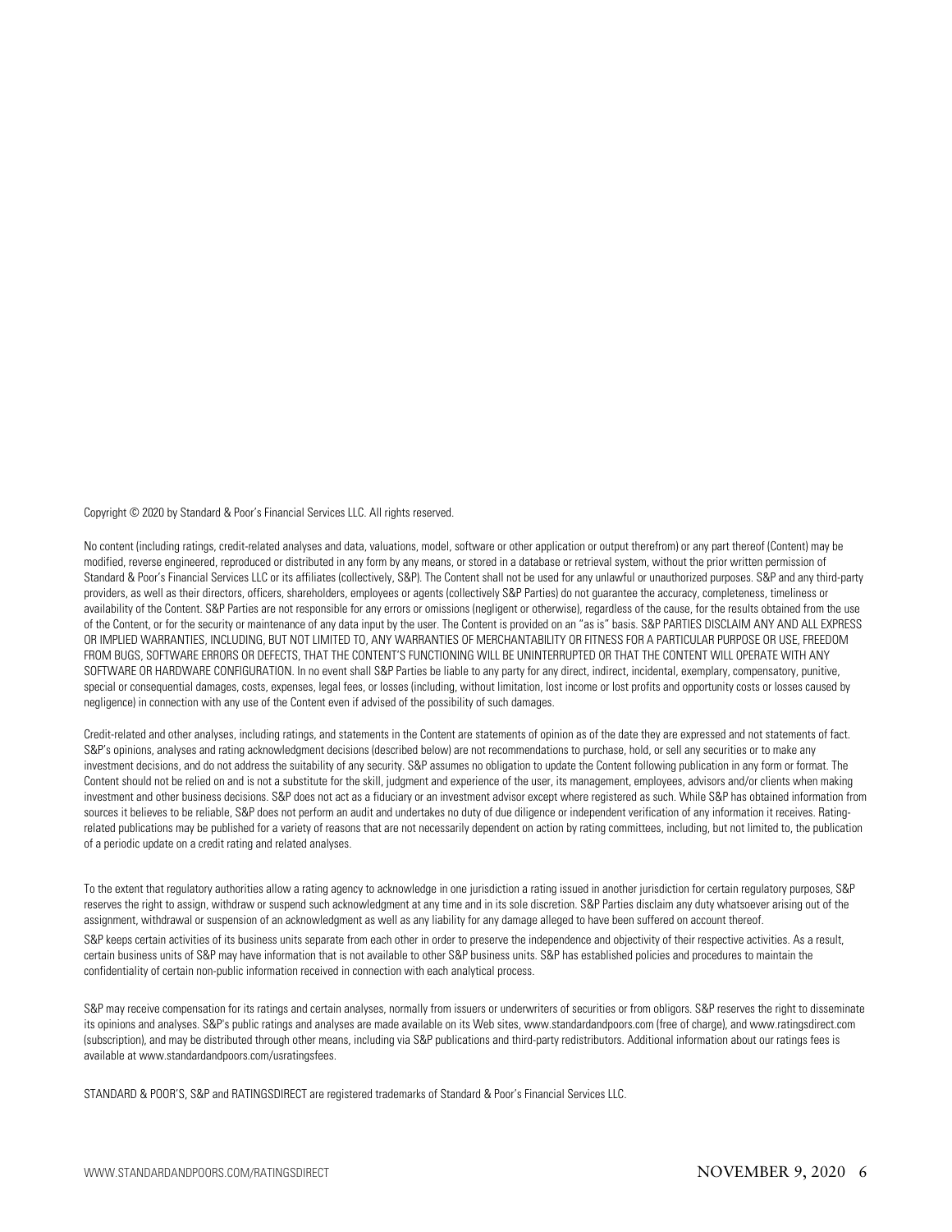Copyright © 2020 by Standard & Poor's Financial Services LLC. All rights reserved.

No content (including ratings, credit-related analyses and data, valuations, model, software or other application or output therefrom) or any part thereof (Content) may be modified, reverse engineered, reproduced or distributed in any form by any means, or stored in a database or retrieval system, without the prior written permission of Standard & Poor's Financial Services LLC or its affiliates (collectively, S&P). The Content shall not be used for any unlawful or unauthorized purposes. S&P and any third-party providers, as well as their directors, officers, shareholders, employees or agents (collectively S&P Parties) do not guarantee the accuracy, completeness, timeliness or availability of the Content. S&P Parties are not responsible for any errors or omissions (negligent or otherwise), regardless of the cause, for the results obtained from the use of the Content, or for the security or maintenance of any data input by the user. The Content is provided on an "as is" basis. S&P PARTIES DISCLAIM ANY AND ALL EXPRESS OR IMPLIED WARRANTIES, INCLUDING, BUT NOT LIMITED TO, ANY WARRANTIES OF MERCHANTABILITY OR FITNESS FOR A PARTICULAR PURPOSE OR USE, FREEDOM FROM BUGS, SOFTWARE ERRORS OR DEFECTS, THAT THE CONTENT'S FUNCTIONING WILL BE UNINTERRUPTED OR THAT THE CONTENT WILL OPERATE WITH ANY SOFTWARE OR HARDWARE CONFIGURATION. In no event shall S&P Parties be liable to any party for any direct, indirect, incidental, exemplary, compensatory, punitive, special or consequential damages, costs, expenses, legal fees, or losses (including, without limitation, lost income or lost profits and opportunity costs or losses caused by negligence) in connection with any use of the Content even if advised of the possibility of such damages.

Credit-related and other analyses, including ratings, and statements in the Content are statements of opinion as of the date they are expressed and not statements of fact. S&P's opinions, analyses and rating acknowledgment decisions (described below) are not recommendations to purchase, hold, or sell any securities or to make any investment decisions, and do not address the suitability of any security. S&P assumes no obligation to update the Content following publication in any form or format. The Content should not be relied on and is not a substitute for the skill, judgment and experience of the user, its management, employees, advisors and/or clients when making investment and other business decisions. S&P does not act as a fiduciary or an investment advisor except where registered as such. While S&P has obtained information from sources it believes to be reliable, S&P does not perform an audit and undertakes no duty of due diligence or independent verification of any information it receives. Rating-related publications may be published for a variety of reasons that are not necessarily dependent on action by rating committees, including, but not limited to, the publication of a periodic update on a credit rating and related analyses.

To the extent that regulatory authorities allow a rating agency to acknowledge in one jurisdiction a rating issued in another jurisdiction for certain regulatory purposes, S&P reserves the right to assign, withdraw or suspend such acknowledgment at any time and in its sole discretion. S&P Parties disclaim any duty whatsoever arising out of the assignment, withdrawal or suspension of an acknowledgment as well as any liability for any damage alleged to have been suffered on account thereof.

S&P keeps certain activities of its business units separate from each other in order to preserve the independence and objectivity of their respective activities. As a result, certain business units of S&P may have information that is not available to other S&P business units. S&P has established policies and procedures to maintain the confidentiality of certain non-public information received in connection with each analytical process.

S&P may receive compensation for its ratings and certain analyses, normally from issuers or underwriters of securities or from obligors. S&P reserves the right to disseminate its opinions and analyses. S&P's public ratings and analyses are made available on its Web sites, www.standardandpoors.com (free of charge), and www.ratingsdirect.com (subscription), and may be distributed through other means, including via S&P publications and third-party redistributors. Additional information about our ratings fees is available at www.standardandpoors.com/usratingsfees.

STANDARD & POOR'S, S&P and RATINGSDIRECT are registered trademarks of Standard & Poor's Financial Services LLC.